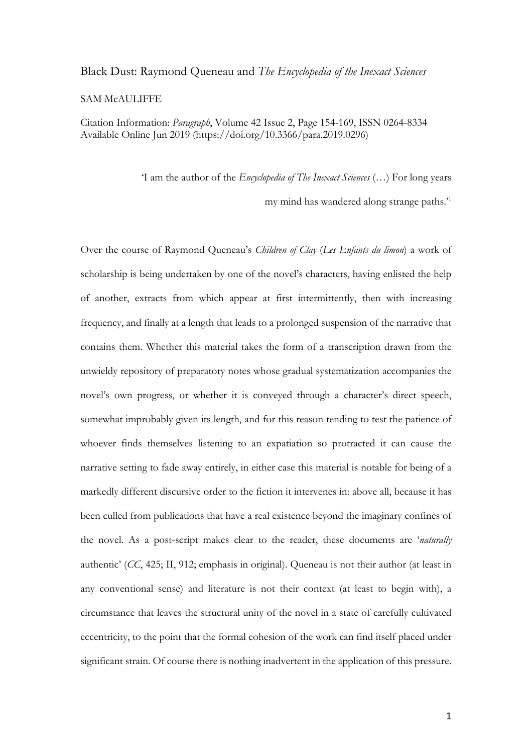# Black Dust: Raymond Queneau and *The Encyclopedia of the Inexact Sciences*

SAM McAULIFFE

Citation Information: *Paragraph*, Volume 42 Issue 2, Page 154-169, ISSN 0264-8334
Available Online Jun 2019 (https://doi.org/10.3366/para.2019.0296)

> 'I am the author of the *Encyclopedia of The Inexact Sciences* (…) For long years my mind has wandered along strange paths.'[1]

Over the course of Raymond Queneau's *Children of Clay* (*Les Enfants du limon*) a work of scholarship is being undertaken by one of the novel's characters, having enlisted the help of another, extracts from which appear at first intermittently, then with increasing frequency, and finally at a length that leads to a prolonged suspension of the narrative that contains them. Whether this material takes the form of a transcription drawn from the unwieldy repository of preparatory notes whose gradual systematization accompanies the novel's own progress, or whether it is conveyed through a character's direct speech, somewhat improbably given its length, and for this reason tending to test the patience of whoever finds themselves listening to an expatiation so protracted it can cause the narrative setting to fade away entirely, in either case this material is notable for being of a markedly different discursive order to the fiction it intervenes in: above all, because it has been culled from publications that have a real existence beyond the imaginary confines of the novel. As a post-script makes clear to the reader, these documents are '*naturally* authentic' (*CC*, 425; II, 912; emphasis in original). Queneau is not their author (at least in any conventional sense) and literature is not their context (at least to begin with), a circumstance that leaves the structural unity of the novel in a state of carefully cultivated eccentricity, to the point that the formal cohesion of the work can find itself placed under significant strain. Of course there is nothing inadvertent in the application of this pressure.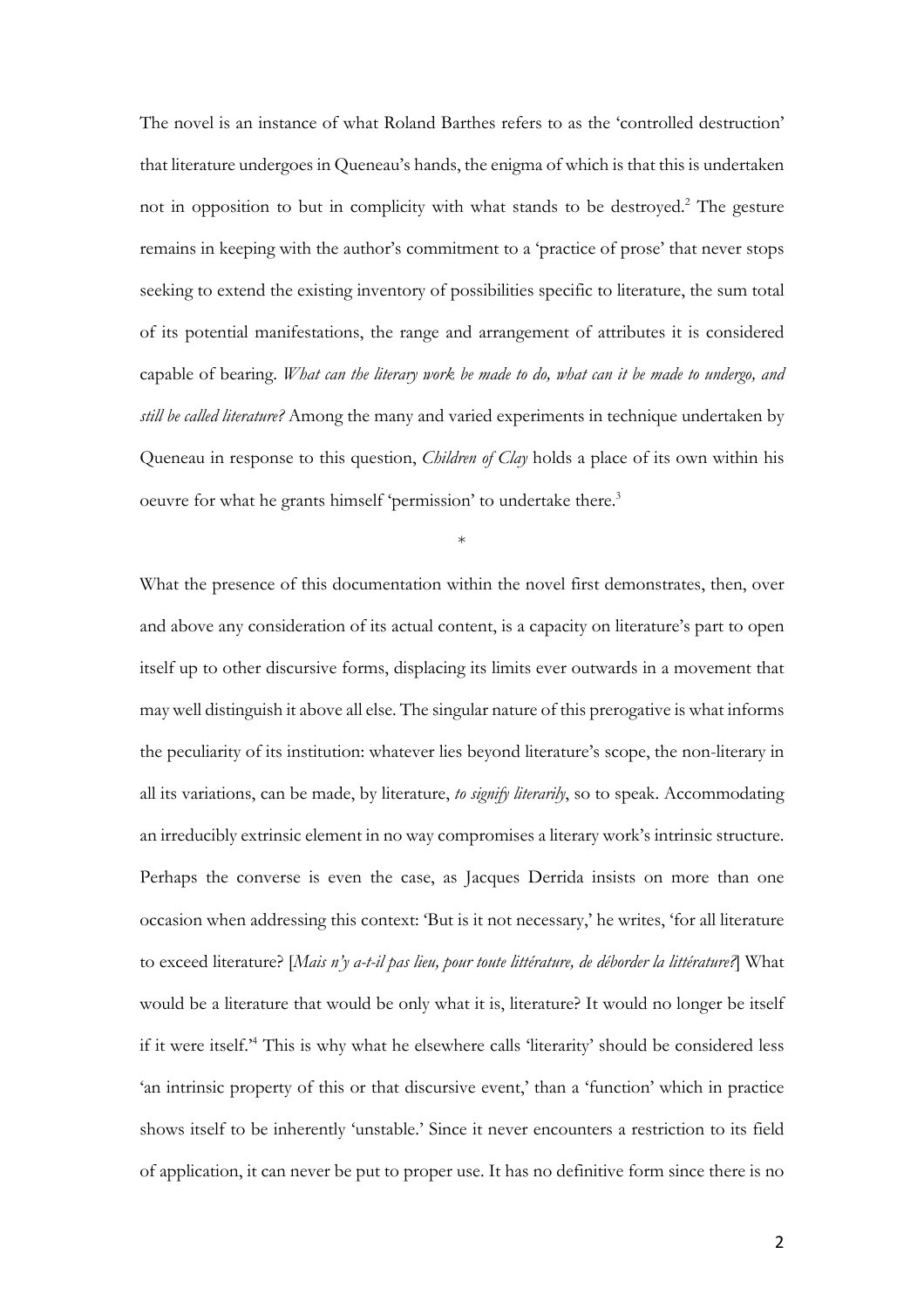The novel is an instance of what Roland Barthes refers to as the 'controlled destruction' that literature undergoes in Queneau's hands, the enigma of which is that this is undertaken not in opposition to but in complicity with what stands to be destroyed.[2] The gesture remains in keeping with the author's commitment to a 'practice of prose' that never stops seeking to extend the existing inventory of possibilities specific to literature, the sum total of its potential manifestations, the range and arrangement of attributes it is considered capable of bearing. *What can the literary work be made to do, what can it be made to undergo, and still be called literature?* Among the many and varied experiments in technique undertaken by Queneau in response to this question, *Children of Clay* holds a place of its own within his oeuvre for what he grants himself 'permission' to undertake there.[3]

*

What the presence of this documentation within the novel first demonstrates, then, over and above any consideration of its actual content, is a capacity on literature's part to open itself up to other discursive forms, displacing its limits ever outwards in a movement that may well distinguish it above all else. The singular nature of this prerogative is what informs the peculiarity of its institution: whatever lies beyond literature's scope, the non-literary in all its variations, can be made, by literature, *to signify literarily*, so to speak. Accommodating an irreducibly extrinsic element in no way compromises a literary work's intrinsic structure. Perhaps the converse is even the case, as Jacques Derrida insists on more than one occasion when addressing this context: 'But is it not necessary,' he writes, 'for all literature to exceed literature? [*Mais n'y a-t-il pas lieu, pour toute littérature, de déborder la littérature?*] What would be a literature that would be only what it is, literature? It would no longer be itself if it were itself.'[4] This is why what he elsewhere calls 'literarity' should be considered less 'an intrinsic property of this or that discursive event,' than a 'function' which in practice shows itself to be inherently 'unstable.' Since it never encounters a restriction to its field of application, it can never be put to proper use. It has no definitive form since there is no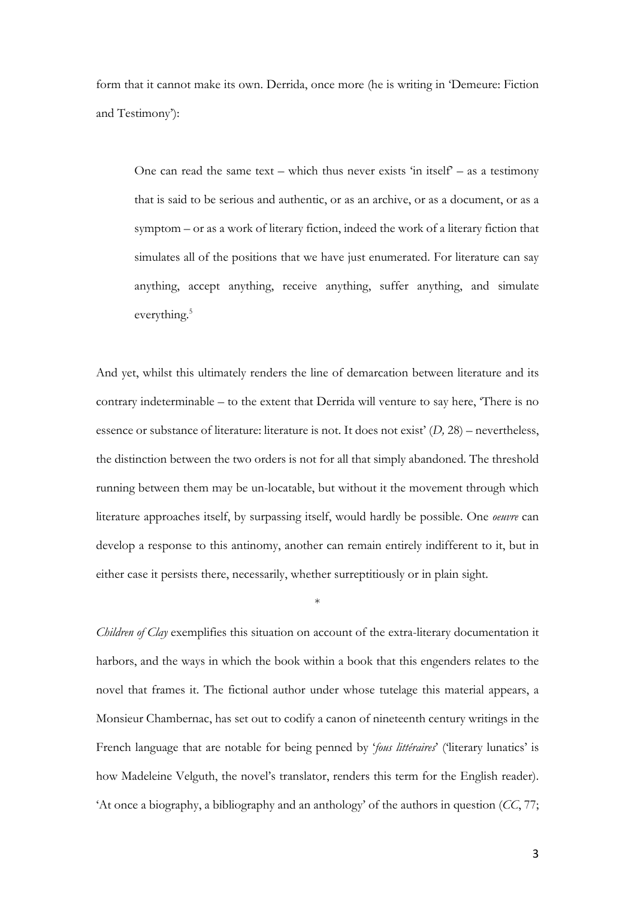form that it cannot make its own. Derrida, once more (he is writing in 'Demeure: Fiction and Testimony'):

> One can read the same text – which thus never exists 'in itself' – as a testimony that is said to be serious and authentic, or as an archive, or as a document, or as a symptom – or as a work of literary fiction, indeed the work of a literary fiction that simulates all of the positions that we have just enumerated. For literature can say anything, accept anything, receive anything, suffer anything, and simulate everything.[5]

And yet, whilst this ultimately renders the line of demarcation between literature and its contrary indeterminable – to the extent that Derrida will venture to say here, 'There is no essence or substance of literature: literature is not. It does not exist' (*D,* 28) – nevertheless, the distinction between the two orders is not for all that simply abandoned. The threshold running between them may be un-locatable, but without it the movement through which literature approaches itself, by surpassing itself, would hardly be possible. One *oeuvre* can develop a response to this antinomy, another can remain entirely indifferent to it, but in either case it persists there, necessarily, whether surreptitiously or in plain sight.

*

*Children of Clay* exemplifies this situation on account of the extra-literary documentation it harbors, and the ways in which the book within a book that this engenders relates to the novel that frames it. The fictional author under whose tutelage this material appears, a Monsieur Chambernac, has set out to codify a canon of nineteenth century writings in the French language that are notable for being penned by '*fous littéraires*' ('literary lunatics' is how Madeleine Velguth, the novel's translator, renders this term for the English reader). 'At once a biography, a bibliography and an anthology' of the authors in question (*CC*, 77;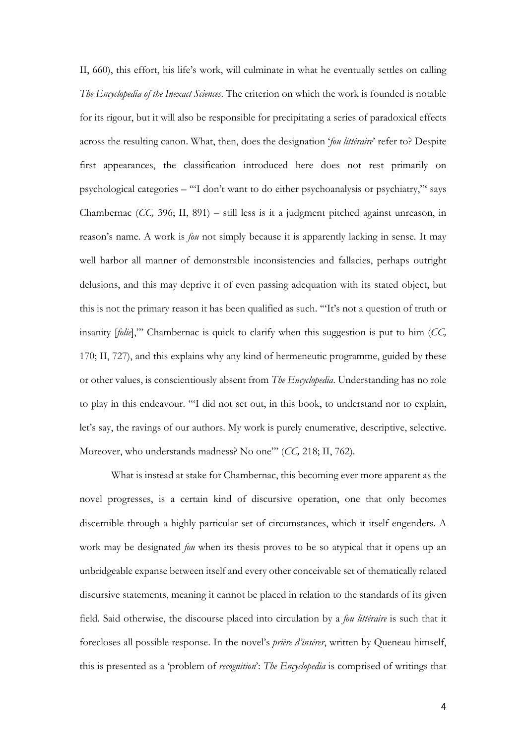II, 660), this effort, his life's work, will culminate in what he eventually settles on calling *The Encyclopedia of the Inexact Sciences*. The criterion on which the work is founded is notable for its rigour, but it will also be responsible for precipitating a series of paradoxical effects across the resulting canon. What, then, does the designation '*fou littéraire*' refer to? Despite first appearances, the classification introduced here does not rest primarily on psychological categories – "'I don't want to do either psychoanalysis or psychiatry,"' says Chambernac (*CC,* 396; II, 891) – still less is it a judgment pitched against unreason, in reason's name. A work is *fou* not simply because it is apparently lacking in sense. It may well harbor all manner of demonstrable inconsistencies and fallacies, perhaps outright delusions, and this may deprive it of even passing adequation with its stated object, but this is not the primary reason it has been qualified as such. "'It's not a question of truth or insanity [*folie*],'" Chambernac is quick to clarify when this suggestion is put to him (*CC,* 170; II, 727), and this explains why any kind of hermeneutic programme, guided by these or other values, is conscientiously absent from *The Encyclopedia*. Understanding has no role to play in this endeavour. "'I did not set out, in this book, to understand nor to explain, let's say, the ravings of our authors. My work is purely enumerative, descriptive, selective. Moreover, who understands madness? No one'" (*CC,* 218; II, 762).

What is instead at stake for Chambernac, this becoming ever more apparent as the novel progresses, is a certain kind of discursive operation, one that only becomes discernible through a highly particular set of circumstances, which it itself engenders. A work may be designated *fou* when its thesis proves to be so atypical that it opens up an unbridgeable expanse between itself and every other conceivable set of thematically related discursive statements, meaning it cannot be placed in relation to the standards of its given field. Said otherwise, the discourse placed into circulation by a *fou littéraire* is such that it forecloses all possible response. In the novel's *prière d'insérer*, written by Queneau himself, this is presented as a 'problem of *recognition*': *The Encyclopedia* is comprised of writings that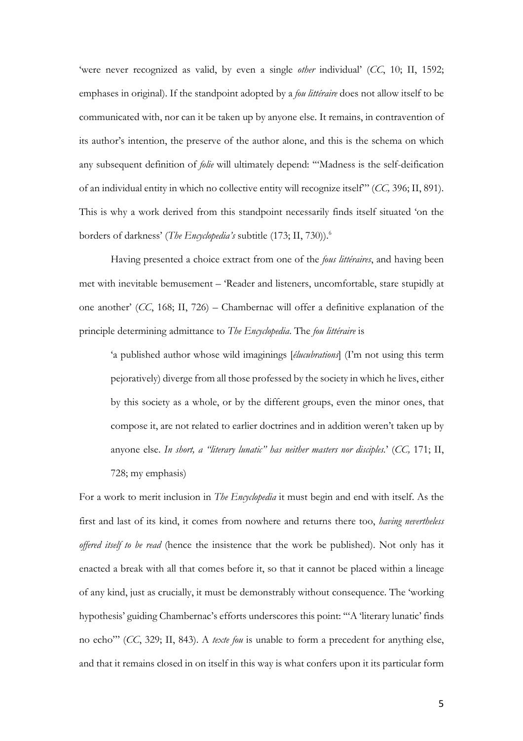'were never recognized as valid, by even a single *other* individual' (*CC*, 10; II, 1592; emphases in original). If the standpoint adopted by a *fou littéraire* does not allow itself to be communicated with, nor can it be taken up by anyone else. It remains, in contravention of its author's intention, the preserve of the author alone, and this is the schema on which any subsequent definition of *folie* will ultimately depend: '"Madness is the self-deification of an individual entity in which no collective entity will recognize itself"' (*CC,* 396; II, 891). This is why a work derived from this standpoint necessarily finds itself situated 'on the borders of darkness' (*The Encyclopedia's* subtitle (173; II, 730)).[6]

Having presented a choice extract from one of the *fous littéraires*, and having been met with inevitable bemusement – 'Reader and listeners, uncomfortable, stare stupidly at one another' (*CC*, 168; II, 726) – Chambernac will offer a definitive explanation of the principle determining admittance to *The Encyclopedia*. The *fou littéraire* is

> 'a published author whose wild imaginings [*élucubrations*] (I'm not using this term pejoratively) diverge from all those professed by the society in which he lives, either by this society as a whole, or by the different groups, even the minor ones, that compose it, are not related to earlier doctrines and in addition weren't taken up by anyone else. *In short, a "literary lunatic" has neither masters nor disciples*.' (*CC,* 171; II, 728; my emphasis)

For a work to merit inclusion in *The Encyclopedia* it must begin and end with itself. As the first and last of its kind, it comes from nowhere and returns there too, *having nevertheless offered itself to be read* (hence the insistence that the work be published). Not only has it enacted a break with all that comes before it, so that it cannot be placed within a lineage of any kind, just as crucially, it must be demonstrably without consequence. The 'working hypothesis' guiding Chambernac's efforts underscores this point: '"A 'literary lunatic' finds no echo"' (*CC*, 329; II, 843). A *texte fou* is unable to form a precedent for anything else, and that it remains closed in on itself in this way is what confers upon it its particular form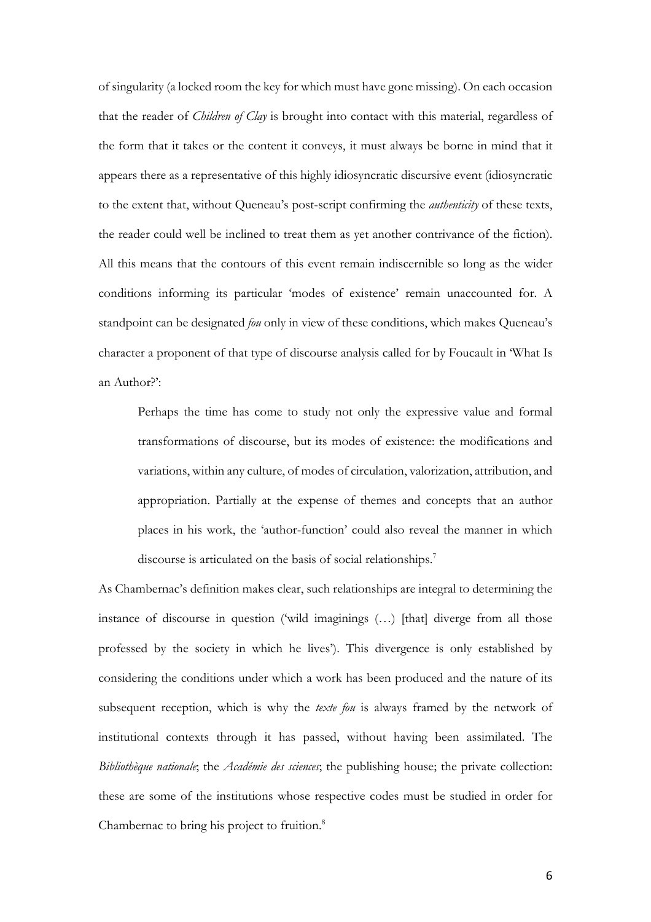of singularity (a locked room the key for which must have gone missing). On each occasion that the reader of *Children of Clay* is brought into contact with this material, regardless of the form that it takes or the content it conveys, it must always be borne in mind that it appears there as a representative of this highly idiosyncratic discursive event (idiosyncratic to the extent that, without Queneau's post-script confirming the *authenticity* of these texts, the reader could well be inclined to treat them as yet another contrivance of the fiction). All this means that the contours of this event remain indiscernible so long as the wider conditions informing its particular 'modes of existence' remain unaccounted for. A standpoint can be designated *fou* only in view of these conditions, which makes Queneau's character a proponent of that type of discourse analysis called for by Foucault in 'What Is an Author?':

> Perhaps the time has come to study not only the expressive value and formal transformations of discourse, but its modes of existence: the modifications and variations, within any culture, of modes of circulation, valorization, attribution, and appropriation. Partially at the expense of themes and concepts that an author places in his work, the 'author-function' could also reveal the manner in which discourse is articulated on the basis of social relationships.[7]

As Chambernac's definition makes clear, such relationships are integral to determining the instance of discourse in question ('wild imaginings (…) [that] diverge from all those professed by the society in which he lives'). This divergence is only established by considering the conditions under which a work has been produced and the nature of its subsequent reception, which is why the *texte fou* is always framed by the network of institutional contexts through it has passed, without having been assimilated. The *Bibliothèque nationale*; the *Académie des sciences*; the publishing house; the private collection: these are some of the institutions whose respective codes must be studied in order for Chambernac to bring his project to fruition.[8]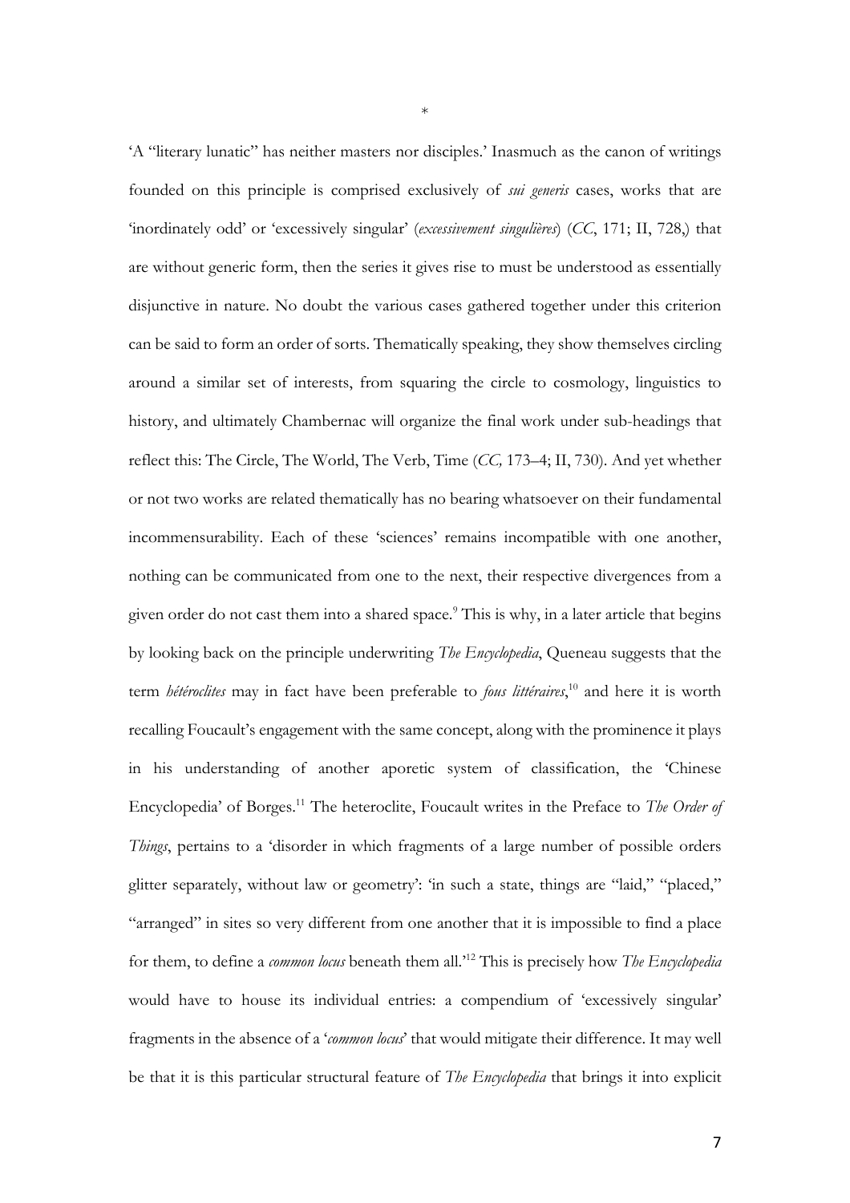\*

'A "literary lunatic" has neither masters nor disciples.' Inasmuch as the canon of writings founded on this principle is comprised exclusively of *sui generis* cases, works that are 'inordinately odd' or 'excessively singular' (*excessivement singulières*) (*CC*, 171; II, 728,) that are without generic form, then the series it gives rise to must be understood as essentially disjunctive in nature. No doubt the various cases gathered together under this criterion can be said to form an order of sorts. Thematically speaking, they show themselves circling around a similar set of interests, from squaring the circle to cosmology, linguistics to history, and ultimately Chambernac will organize the final work under sub-headings that reflect this: The Circle, The World, The Verb, Time (*CC,* 173–4; II, 730). And yet whether or not two works are related thematically has no bearing whatsoever on their fundamental incommensurability. Each of these 'sciences' remains incompatible with one another, nothing can be communicated from one to the next, their respective divergences from a given order do not cast them into a shared space.[9] This is why, in a later article that begins by looking back on the principle underwriting *The Encyclopedia*, Queneau suggests that the term *hétéroclites* may in fact have been preferable to *fous littéraires*,[10] and here it is worth recalling Foucault's engagement with the same concept, along with the prominence it plays in his understanding of another aporetic system of classification, the 'Chinese Encyclopedia' of Borges.[11] The heteroclite, Foucault writes in the Preface to *The Order of Things*, pertains to a 'disorder in which fragments of a large number of possible orders glitter separately, without law or geometry': 'in such a state, things are "laid," "placed," "arranged" in sites so very different from one another that it is impossible to find a place for them, to define a *common locus* beneath them all.'[12] This is precisely how *The Encyclopedia* would have to house its individual entries: a compendium of 'excessively singular' fragments in the absence of a '*common locus*' that would mitigate their difference. It may well be that it is this particular structural feature of *The Encyclopedia* that brings it into explicit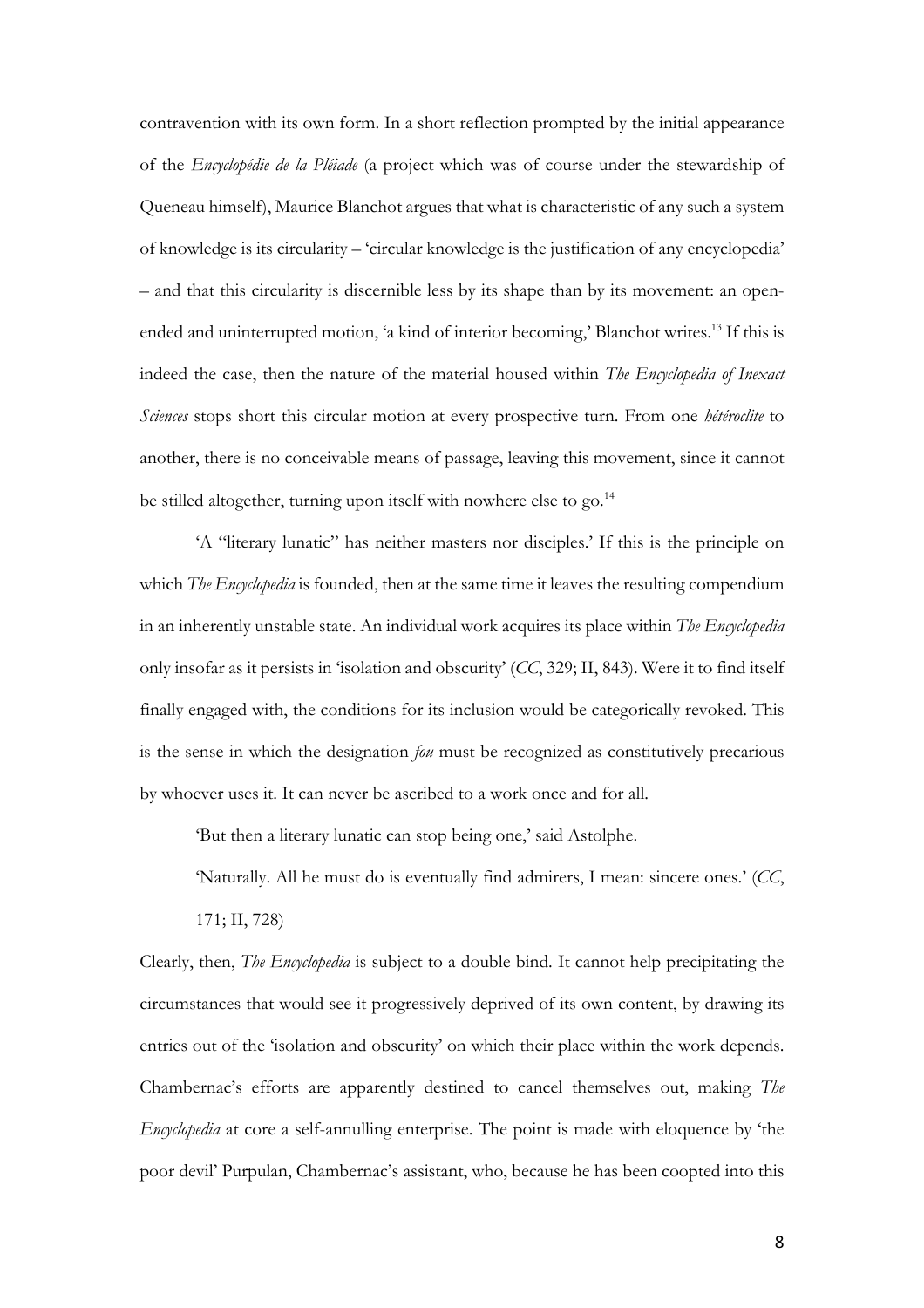contravention with its own form. In a short reflection prompted by the initial appearance of the *Encyclopédie de la Pléiade* (a project which was of course under the stewardship of Queneau himself), Maurice Blanchot argues that what is characteristic of any such a system of knowledge is its circularity – 'circular knowledge is the justification of any encyclopedia' – and that this circularity is discernible less by its shape than by its movement: an open-ended and uninterrupted motion, 'a kind of interior becoming,' Blanchot writes.[13] If this is indeed the case, then the nature of the material housed within *The Encyclopedia of Inexact Sciences* stops short this circular motion at every prospective turn. From one *hétéroclite* to another, there is no conceivable means of passage, leaving this movement, since it cannot be stilled altogether, turning upon itself with nowhere else to go.[14]

'A "literary lunatic" has neither masters nor disciples.' If this is the principle on which *The Encyclopedia* is founded, then at the same time it leaves the resulting compendium in an inherently unstable state. An individual work acquires its place within *The Encyclopedia* only insofar as it persists in 'isolation and obscurity' (*CC*, 329; II, 843). Were it to find itself finally engaged with, the conditions for its inclusion would be categorically revoked. This is the sense in which the designation *fou* must be recognized as constitutively precarious by whoever uses it. It can never be ascribed to a work once and for all.

> 'But then a literary lunatic can stop being one,' said Astolphe.
>
> 'Naturally. All he must do is eventually find admirers, I mean: sincere ones.' (*CC*, 171; II, 728)

Clearly, then, *The Encyclopedia* is subject to a double bind. It cannot help precipitating the circumstances that would see it progressively deprived of its own content, by drawing its entries out of the 'isolation and obscurity' on which their place within the work depends. Chambernac's efforts are apparently destined to cancel themselves out, making *The Encyclopedia* at core a self-annulling enterprise. The point is made with eloquence by 'the poor devil' Purpulan, Chambernac's assistant, who, because he has been coopted into this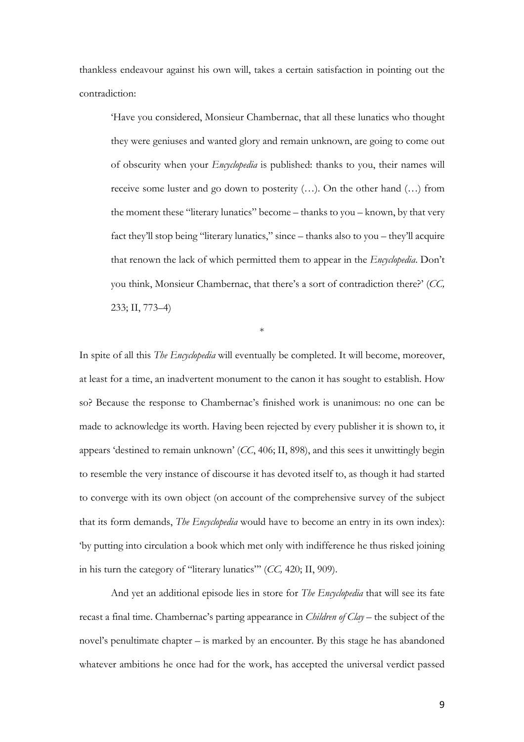thankless endeavour against his own will, takes a certain satisfaction in pointing out the contradiction:

> 'Have you considered, Monsieur Chambernac, that all these lunatics who thought they were geniuses and wanted glory and remain unknown, are going to come out of obscurity when your *Encyclopedia* is published: thanks to you, their names will receive some luster and go down to posterity (…). On the other hand (…) from the moment these "literary lunatics" become – thanks to you – known, by that very fact they'll stop being "literary lunatics," since – thanks also to you – they'll acquire that renown the lack of which permitted them to appear in the *Encyclopedia*. Don't you think, Monsieur Chambernac, that there's a sort of contradiction there?' (*CC,* 233; II, 773–4)

*

In spite of all this *The Encyclopedia* will eventually be completed. It will become, moreover, at least for a time, an inadvertent monument to the canon it has sought to establish. How so? Because the response to Chambernac's finished work is unanimous: no one can be made to acknowledge its worth. Having been rejected by every publisher it is shown to, it appears 'destined to remain unknown' (*CC*, 406; II, 898), and this sees it unwittingly begin to resemble the very instance of discourse it has devoted itself to, as though it had started to converge with its own object (on account of the comprehensive survey of the subject that its form demands, *The Encyclopedia* would have to become an entry in its own index): 'by putting into circulation a book which met only with indifference he thus risked joining in his turn the category of "literary lunatics"' (*CC,* 420; II, 909).

And yet an additional episode lies in store for *The Encyclopedia* that will see its fate recast a final time. Chambernac's parting appearance in *Children of Clay* – the subject of the novel's penultimate chapter – is marked by an encounter. By this stage he has abandoned whatever ambitions he once had for the work, has accepted the universal verdict passed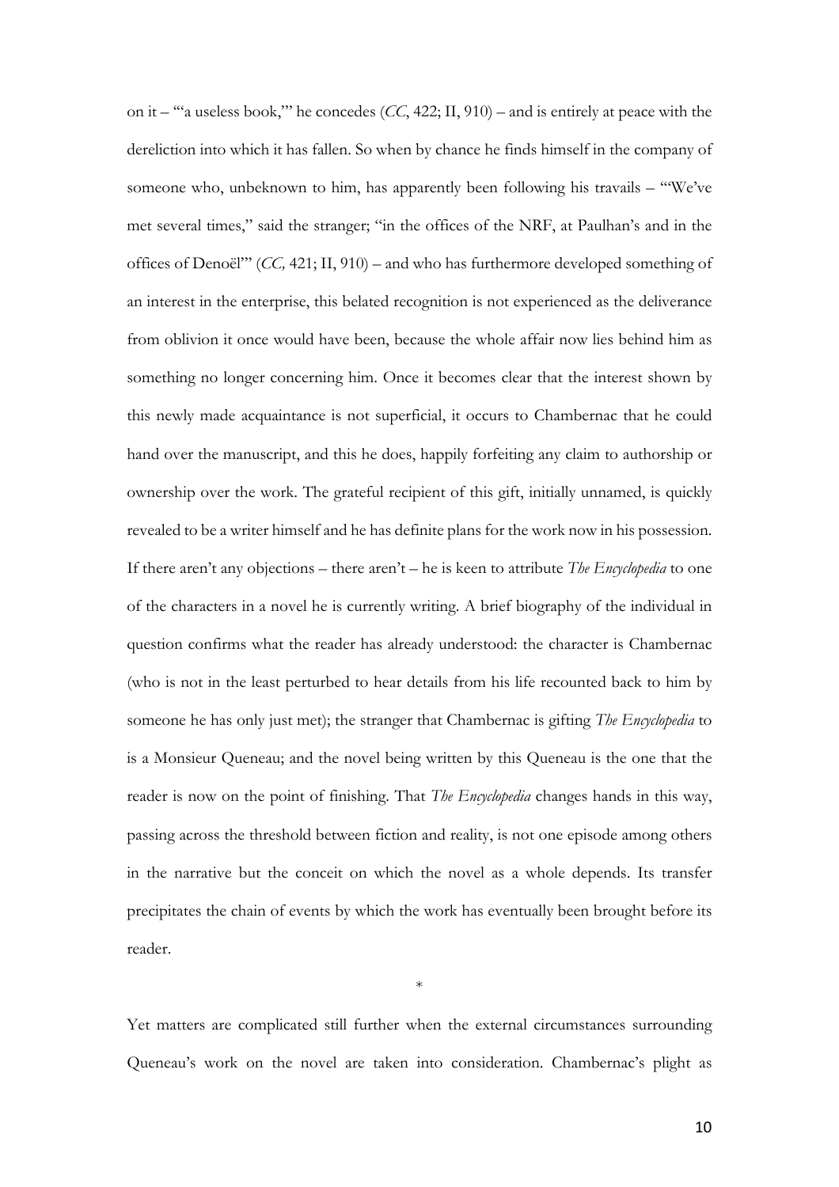on it – "'a useless book,'" he concedes (*CC*, 422; II, 910) – and is entirely at peace with the dereliction into which it has fallen. So when by chance he finds himself in the company of someone who, unbeknown to him, has apparently been following his travails – "'We've met several times," said the stranger; "in the offices of the NRF, at Paulhan's and in the offices of Denoël'" (*CC,* 421; II, 910) – and who has furthermore developed something of an interest in the enterprise, this belated recognition is not experienced as the deliverance from oblivion it once would have been, because the whole affair now lies behind him as something no longer concerning him. Once it becomes clear that the interest shown by this newly made acquaintance is not superficial, it occurs to Chambernac that he could hand over the manuscript, and this he does, happily forfeiting any claim to authorship or ownership over the work. The grateful recipient of this gift, initially unnamed, is quickly revealed to be a writer himself and he has definite plans for the work now in his possession. If there aren't any objections – there aren't – he is keen to attribute *The Encyclopedia* to one of the characters in a novel he is currently writing. A brief biography of the individual in question confirms what the reader has already understood: the character is Chambernac (who is not in the least perturbed to hear details from his life recounted back to him by someone he has only just met); the stranger that Chambernac is gifting *The Encyclopedia* to is a Monsieur Queneau; and the novel being written by this Queneau is the one that the reader is now on the point of finishing. That *The Encyclopedia* changes hands in this way, passing across the threshold between fiction and reality, is not one episode among others in the narrative but the conceit on which the novel as a whole depends. Its transfer precipitates the chain of events by which the work has eventually been brought before its reader.

*

Yet matters are complicated still further when the external circumstances surrounding Queneau's work on the novel are taken into consideration. Chambernac's plight as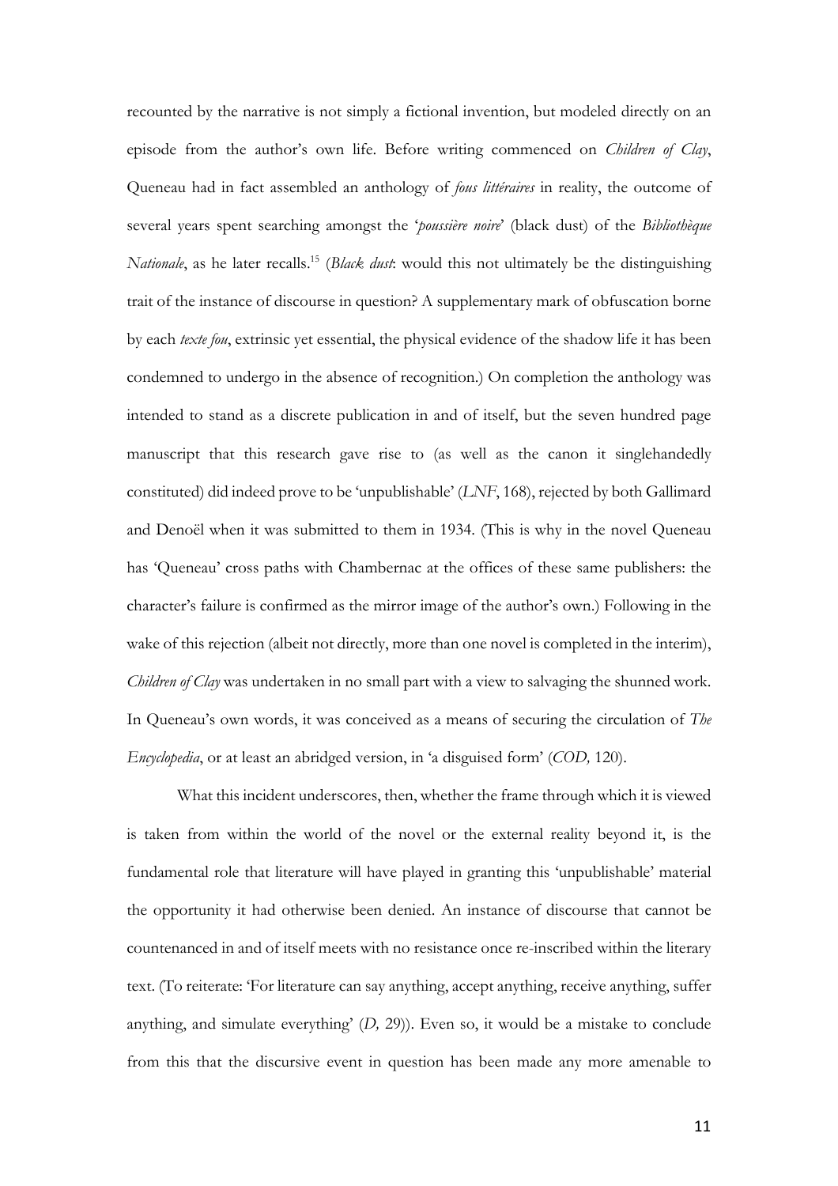recounted by the narrative is not simply a fictional invention, but modeled directly on an episode from the author's own life. Before writing commenced on *Children of Clay*, Queneau had in fact assembled an anthology of *fous littéraires* in reality, the outcome of several years spent searching amongst the '*poussière noire*' (black dust) of the *Bibliothèque Nationale*, as he later recalls.[15] (*Black dust*: would this not ultimately be the distinguishing trait of the instance of discourse in question? A supplementary mark of obfuscation borne by each *texte fou*, extrinsic yet essential, the physical evidence of the shadow life it has been condemned to undergo in the absence of recognition.) On completion the anthology was intended to stand as a discrete publication in and of itself, but the seven hundred page manuscript that this research gave rise to (as well as the canon it singlehandedly constituted) did indeed prove to be 'unpublishable' (*LNF*, 168), rejected by both Gallimard and Denoël when it was submitted to them in 1934. (This is why in the novel Queneau has 'Queneau' cross paths with Chambernac at the offices of these same publishers: the character's failure is confirmed as the mirror image of the author's own.) Following in the wake of this rejection (albeit not directly, more than one novel is completed in the interim), *Children of Clay* was undertaken in no small part with a view to salvaging the shunned work. In Queneau's own words, it was conceived as a means of securing the circulation of *The Encyclopedia*, or at least an abridged version, in 'a disguised form' (*COD,* 120).

What this incident underscores, then, whether the frame through which it is viewed is taken from within the world of the novel or the external reality beyond it, is the fundamental role that literature will have played in granting this 'unpublishable' material the opportunity it had otherwise been denied. An instance of discourse that cannot be countenanced in and of itself meets with no resistance once re-inscribed within the literary text. (To reiterate: 'For literature can say anything, accept anything, receive anything, suffer anything, and simulate everything' (*D,* 29)). Even so, it would be a mistake to conclude from this that the discursive event in question has been made any more amenable to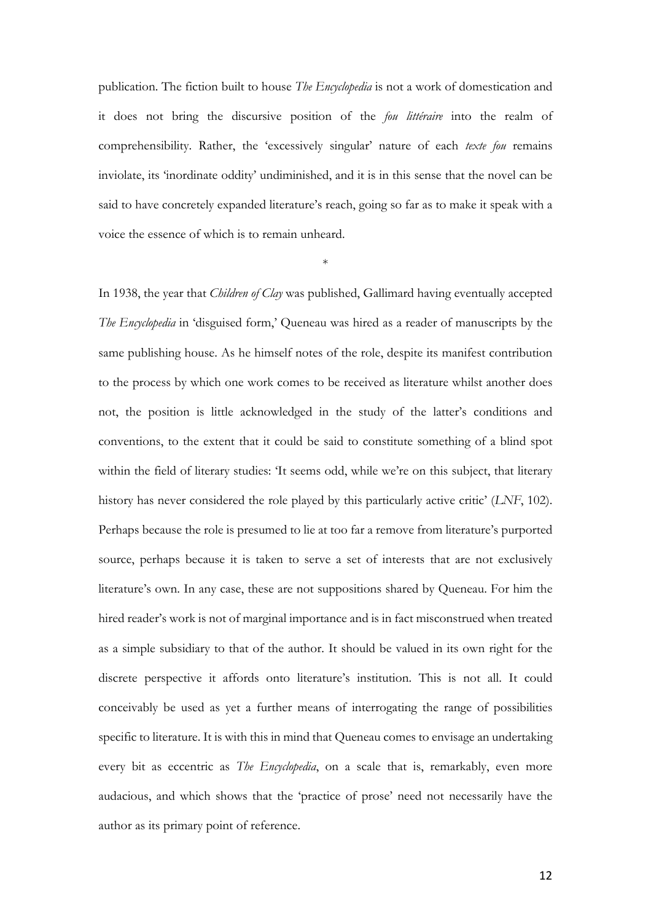publication. The fiction built to house *The Encyclopedia* is not a work of domestication and it does not bring the discursive position of the *fou littéraire* into the realm of comprehensibility. Rather, the 'excessively singular' nature of each *texte fou* remains inviolate, its 'inordinate oddity' undiminished, and it is in this sense that the novel can be said to have concretely expanded literature's reach, going so far as to make it speak with a voice the essence of which is to remain unheard.

*

In 1938, the year that *Children of Clay* was published, Gallimard having eventually accepted *The Encyclopedia* in 'disguised form,' Queneau was hired as a reader of manuscripts by the same publishing house. As he himself notes of the role, despite its manifest contribution to the process by which one work comes to be received as literature whilst another does not, the position is little acknowledged in the study of the latter's conditions and conventions, to the extent that it could be said to constitute something of a blind spot within the field of literary studies: 'It seems odd, while we're on this subject, that literary history has never considered the role played by this particularly active critic' (*LNF*, 102). Perhaps because the role is presumed to lie at too far a remove from literature's purported source, perhaps because it is taken to serve a set of interests that are not exclusively literature's own. In any case, these are not suppositions shared by Queneau. For him the hired reader's work is not of marginal importance and is in fact misconstrued when treated as a simple subsidiary to that of the author. It should be valued in its own right for the discrete perspective it affords onto literature's institution. This is not all. It could conceivably be used as yet a further means of interrogating the range of possibilities specific to literature. It is with this in mind that Queneau comes to envisage an undertaking every bit as eccentric as *The Encyclopedia*, on a scale that is, remarkably, even more audacious, and which shows that the 'practice of prose' need not necessarily have the author as its primary point of reference.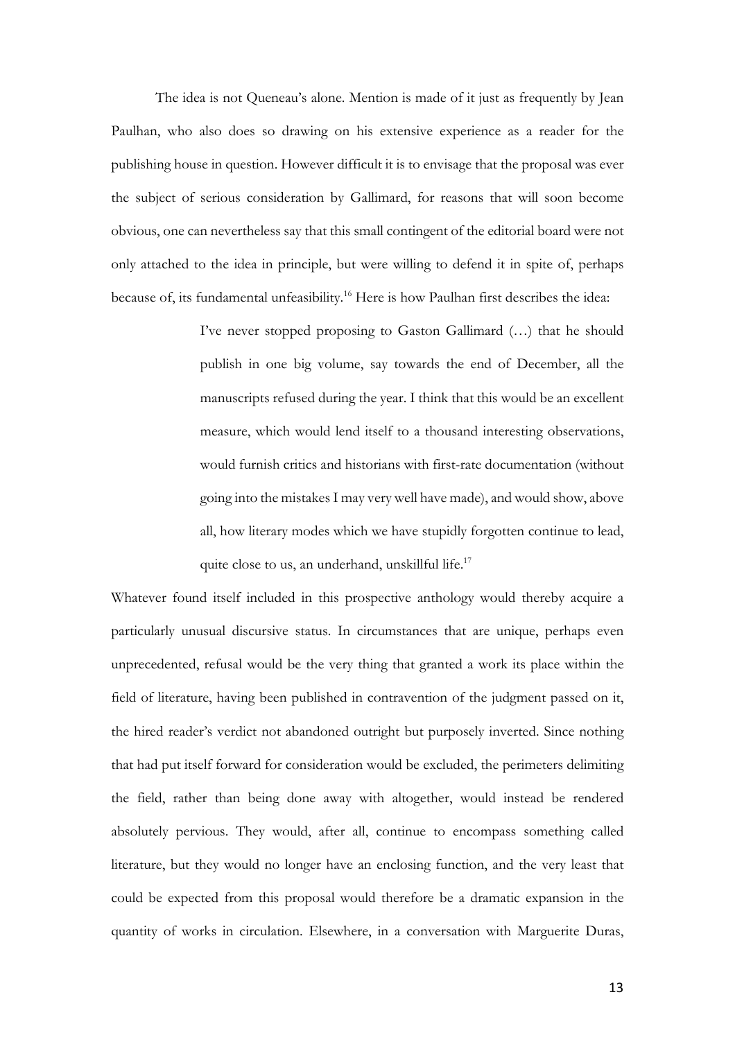The idea is not Queneau's alone. Mention is made of it just as frequently by Jean Paulhan, who also does so drawing on his extensive experience as a reader for the publishing house in question. However difficult it is to envisage that the proposal was ever the subject of serious consideration by Gallimard, for reasons that will soon become obvious, one can nevertheless say that this small contingent of the editorial board were not only attached to the idea in principle, but were willing to defend it in spite of, perhaps because of, its fundamental unfeasibility.[16] Here is how Paulhan first describes the idea:

> I've never stopped proposing to Gaston Gallimard (…) that he should publish in one big volume, say towards the end of December, all the manuscripts refused during the year. I think that this would be an excellent measure, which would lend itself to a thousand interesting observations, would furnish critics and historians with first-rate documentation (without going into the mistakes I may very well have made), and would show, above all, how literary modes which we have stupidly forgotten continue to lead, quite close to us, an underhand, unskillful life.[17]

Whatever found itself included in this prospective anthology would thereby acquire a particularly unusual discursive status. In circumstances that are unique, perhaps even unprecedented, refusal would be the very thing that granted a work its place within the field of literature, having been published in contravention of the judgment passed on it, the hired reader's verdict not abandoned outright but purposely inverted. Since nothing that had put itself forward for consideration would be excluded, the perimeters delimiting the field, rather than being done away with altogether, would instead be rendered absolutely pervious. They would, after all, continue to encompass something called literature, but they would no longer have an enclosing function, and the very least that could be expected from this proposal would therefore be a dramatic expansion in the quantity of works in circulation. Elsewhere, in a conversation with Marguerite Duras,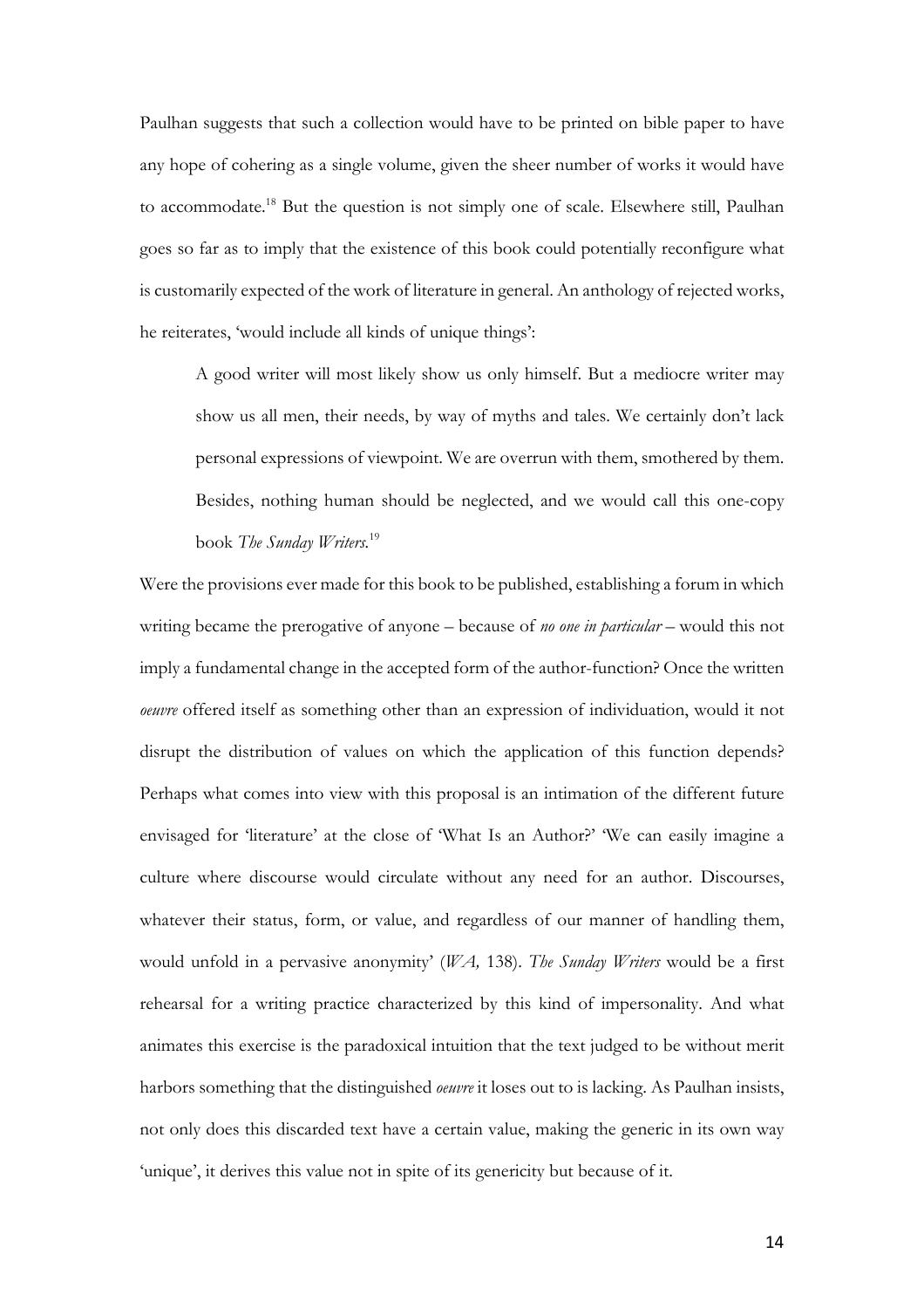Paulhan suggests that such a collection would have to be printed on bible paper to have any hope of cohering as a single volume, given the sheer number of works it would have to accommodate.[18] But the question is not simply one of scale. Elsewhere still, Paulhan goes so far as to imply that the existence of this book could potentially reconfigure what is customarily expected of the work of literature in general. An anthology of rejected works, he reiterates, 'would include all kinds of unique things':

> A good writer will most likely show us only himself. But a mediocre writer may show us all men, their needs, by way of myths and tales. We certainly don't lack personal expressions of viewpoint. We are overrun with them, smothered by them. Besides, nothing human should be neglected, and we would call this one-copy book *The Sunday Writers*.[19]

Were the provisions ever made for this book to be published, establishing a forum in which writing became the prerogative of anyone – because of *no one in particular* – would this not imply a fundamental change in the accepted form of the author-function? Once the written *oeuvre* offered itself as something other than an expression of individuation, would it not disrupt the distribution of values on which the application of this function depends? Perhaps what comes into view with this proposal is an intimation of the different future envisaged for 'literature' at the close of 'What Is an Author?' 'We can easily imagine a culture where discourse would circulate without any need for an author. Discourses, whatever their status, form, or value, and regardless of our manner of handling them, would unfold in a pervasive anonymity' (*WA,* 138). *The Sunday Writers* would be a first rehearsal for a writing practice characterized by this kind of impersonality. And what animates this exercise is the paradoxical intuition that the text judged to be without merit harbors something that the distinguished *oeuvre* it loses out to is lacking. As Paulhan insists, not only does this discarded text have a certain value, making the generic in its own way 'unique', it derives this value not in spite of its genericity but because of it.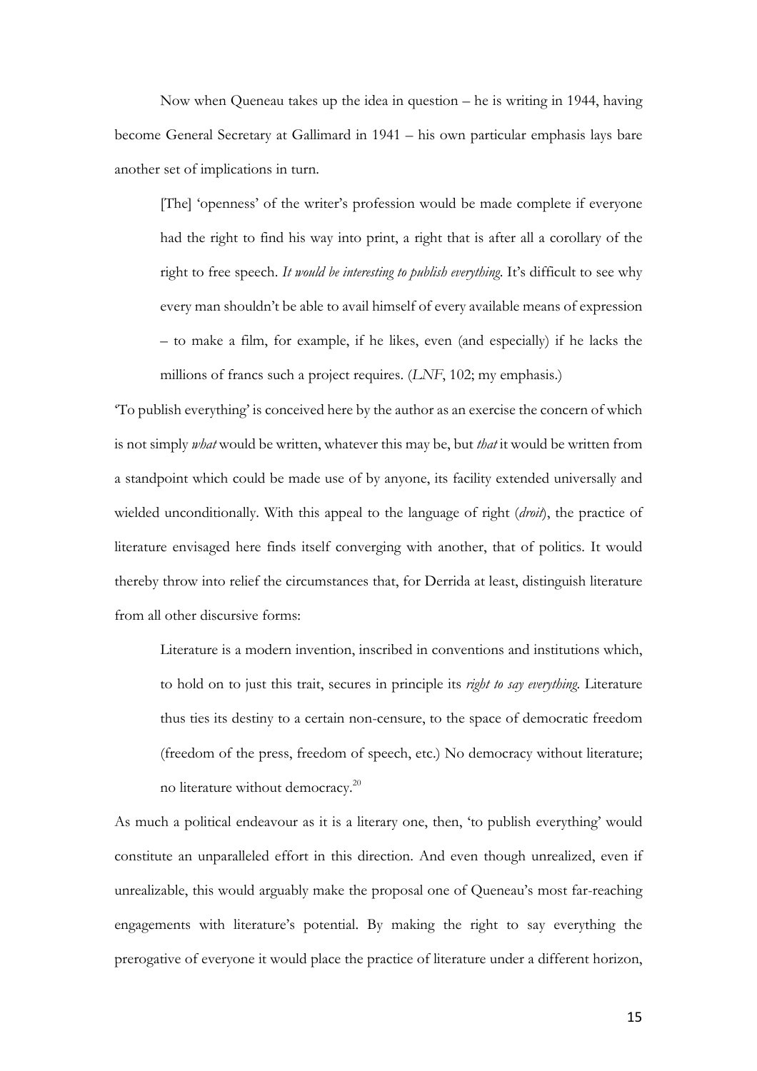Now when Queneau takes up the idea in question – he is writing in 1944, having become General Secretary at Gallimard in 1941 – his own particular emphasis lays bare another set of implications in turn.

> [The] 'openness' of the writer's profession would be made complete if everyone had the right to find his way into print, a right that is after all a corollary of the right to free speech. *It would be interesting to publish everything.* It's difficult to see why every man shouldn't be able to avail himself of every available means of expression – to make a film, for example, if he likes, even (and especially) if he lacks the millions of francs such a project requires. (*LNF*, 102; my emphasis.)

'To publish everything' is conceived here by the author as an exercise the concern of which is not simply *what* would be written, whatever this may be, but *that* it would be written from a standpoint which could be made use of by anyone, its facility extended universally and wielded unconditionally. With this appeal to the language of right (*droit*), the practice of literature envisaged here finds itself converging with another, that of politics. It would thereby throw into relief the circumstances that, for Derrida at least, distinguish literature from all other discursive forms:

> Literature is a modern invention, inscribed in conventions and institutions which, to hold on to just this trait, secures in principle its *right to say everything.* Literature thus ties its destiny to a certain non-censure, to the space of democratic freedom (freedom of the press, freedom of speech, etc.) No democracy without literature; no literature without democracy.[20]

As much a political endeavour as it is a literary one, then, 'to publish everything' would constitute an unparalleled effort in this direction. And even though unrealized, even if unrealizable, this would arguably make the proposal one of Queneau's most far-reaching engagements with literature's potential. By making the right to say everything the prerogative of everyone it would place the practice of literature under a different horizon,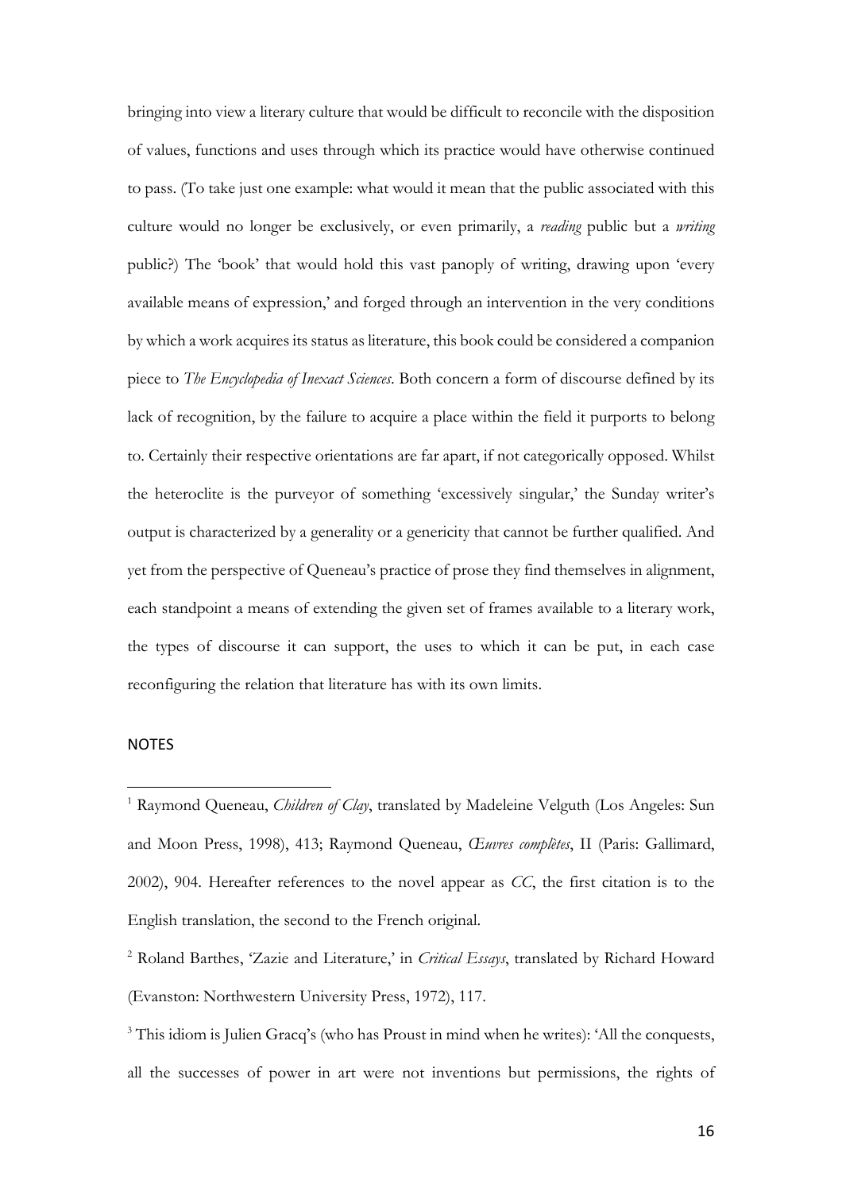bringing into view a literary culture that would be difficult to reconcile with the disposition of values, functions and uses through which its practice would have otherwise continued to pass. (To take just one example: what would it mean that the public associated with this culture would no longer be exclusively, or even primarily, a *reading* public but a *writing* public?) The 'book' that would hold this vast panoply of writing, drawing upon 'every available means of expression,' and forged through an intervention in the very conditions by which a work acquires its status as literature, this book could be considered a companion piece to *The Encyclopedia of Inexact Sciences*. Both concern a form of discourse defined by its lack of recognition, by the failure to acquire a place within the field it purports to belong to. Certainly their respective orientations are far apart, if not categorically opposed. Whilst the heteroclite is the purveyor of something 'excessively singular,' the Sunday writer's output is characterized by a generality or a genericity that cannot be further qualified. And yet from the perspective of Queneau's practice of prose they find themselves in alignment, each standpoint a means of extending the given set of frames available to a literary work, the types of discourse it can support, the uses to which it can be put, in each case reconfiguring the relation that literature has with its own limits.

## NOTES

[1] Raymond Queneau, *Children of Clay*, translated by Madeleine Velguth (Los Angeles: Sun and Moon Press, 1998), 413; Raymond Queneau, *Œuvres complètes*, II (Paris: Gallimard, 2002), 904. Hereafter references to the novel appear as *CC*, the first citation is to the English translation, the second to the French original.

[2] Roland Barthes, 'Zazie and Literature,' in *Critical Essays*, translated by Richard Howard (Evanston: Northwestern University Press, 1972), 117.

[3] This idiom is Julien Gracq's (who has Proust in mind when he writes): 'All the conquests, all the successes of power in art were not inventions but permissions, the rights of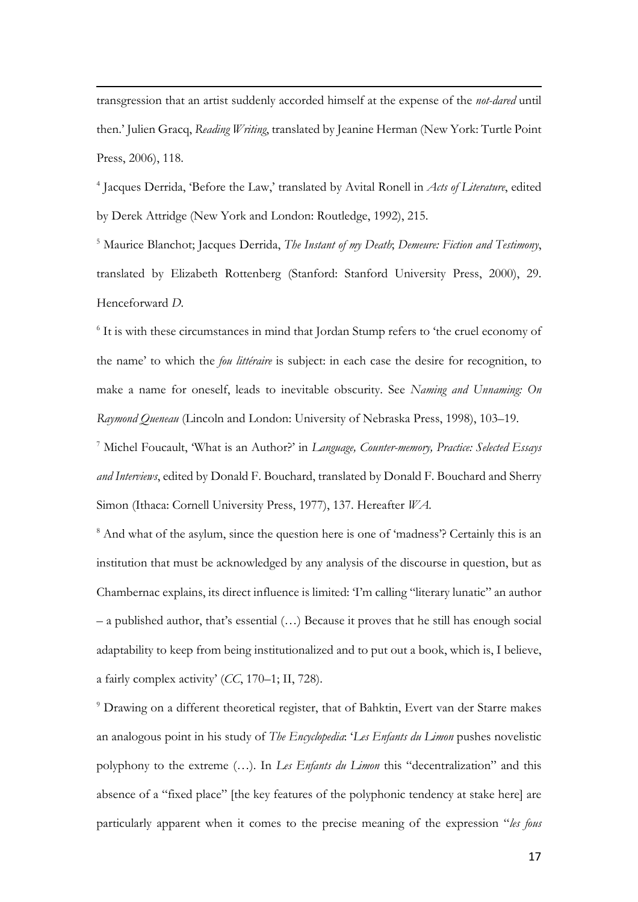transgression that an artist suddenly accorded himself at the expense of the *not-dared* until then.' Julien Gracq, *Reading Writing*, translated by Jeanine Herman (New York: Turtle Point Press, 2006), 118.

[4] Jacques Derrida, 'Before the Law,' translated by Avital Ronell in *Acts of Literature*, edited by Derek Attridge (New York and London: Routledge, 1992), 215.

[5] Maurice Blanchot; Jacques Derrida, *The Instant of my Death*; *Demeure: Fiction and Testimony*, translated by Elizabeth Rottenberg (Stanford: Stanford University Press, 2000), 29. Henceforward *D*.

[6] It is with these circumstances in mind that Jordan Stump refers to 'the cruel economy of the name' to which the *fou littéraire* is subject: in each case the desire for recognition, to make a name for oneself, leads to inevitable obscurity. See *Naming and Unnaming: On Raymond Queneau* (Lincoln and London: University of Nebraska Press, 1998), 103–19.

[7] Michel Foucault, 'What is an Author?' in *Language, Counter-memory, Practice: Selected Essays and Interviews*, edited by Donald F. Bouchard, translated by Donald F. Bouchard and Sherry Simon (Ithaca: Cornell University Press, 1977), 137. Hereafter *WA*.

[8] And what of the asylum, since the question here is one of 'madness'? Certainly this is an institution that must be acknowledged by any analysis of the discourse in question, but as Chambernac explains, its direct influence is limited: 'I'm calling "literary lunatic" an author – a published author, that's essential (…) Because it proves that he still has enough social adaptability to keep from being institutionalized and to put out a book, which is, I believe, a fairly complex activity' (*CC*, 170–1; II, 728).

[9] Drawing on a different theoretical register, that of Bahktin, Evert van der Starre makes an analogous point in his study of *The Encyclopedia*: '*Les Enfants du Limon* pushes novelistic polyphony to the extreme (…). In *Les Enfants du Limon* this "decentralization" and this absence of a "fixed place" [the key features of the polyphonic tendency at stake here] are particularly apparent when it comes to the precise meaning of the expression "*les fous*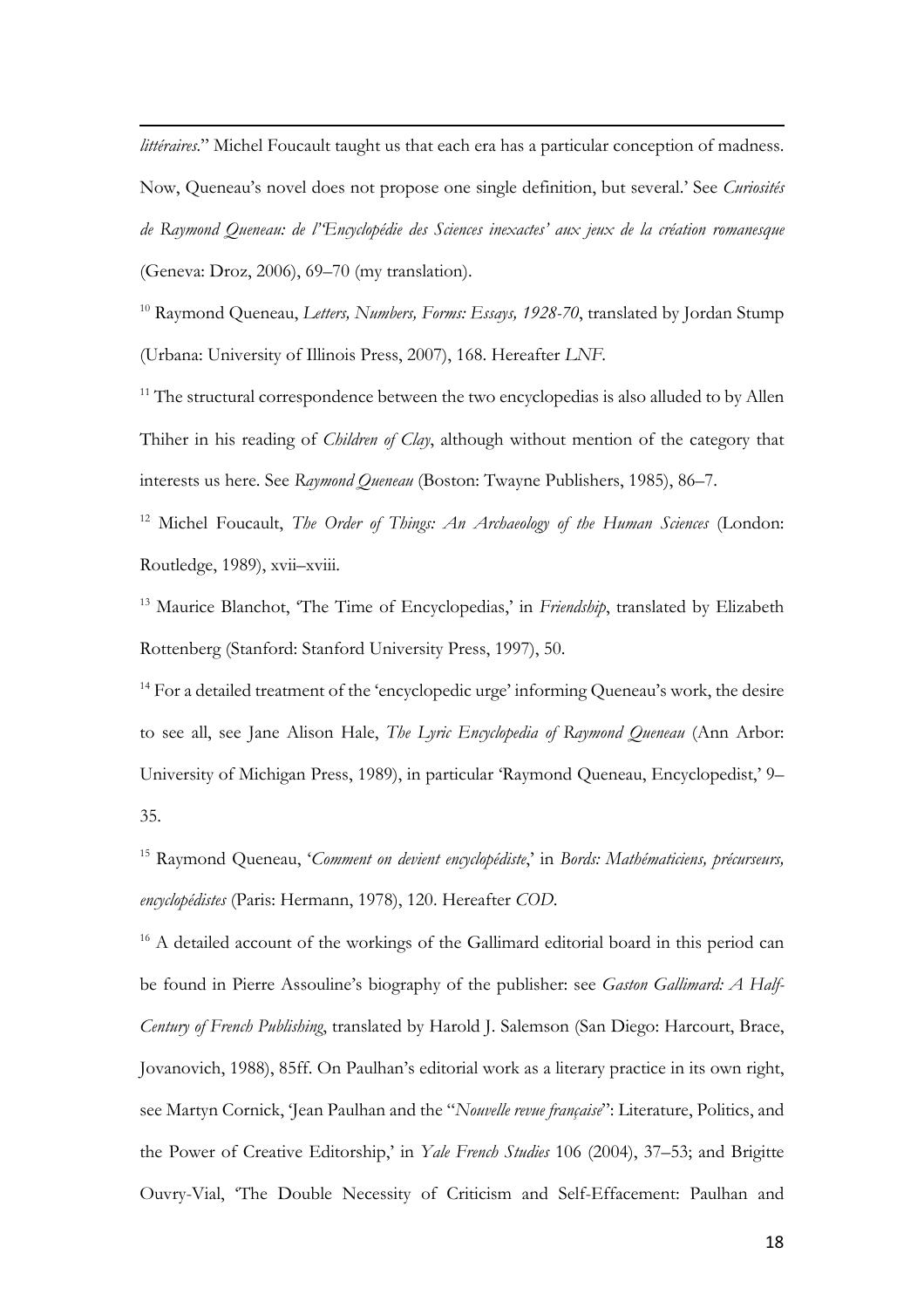*littéraires*." Michel Foucault taught us that each era has a particular conception of madness. Now, Queneau's novel does not propose one single definition, but several.' See *Curiosités de Raymond Queneau: de l''Encyclopédie des Sciences inexactes' aux jeux de la création romanesque* (Geneva: Droz, 2006), 69–70 (my translation).

[10] Raymond Queneau, *Letters, Numbers, Forms: Essays, 1928-70*, translated by Jordan Stump (Urbana: University of Illinois Press, 2007), 168. Hereafter *LNF*.

[11] The structural correspondence between the two encyclopedias is also alluded to by Allen Thiher in his reading of *Children of Clay*, although without mention of the category that interests us here. See *Raymond Queneau* (Boston: Twayne Publishers, 1985), 86–7.

[12] Michel Foucault, *The Order of Things: An Archaeology of the Human Sciences* (London: Routledge, 1989), xvii–xviii.

[13] Maurice Blanchot, 'The Time of Encyclopedias,' in *Friendship*, translated by Elizabeth Rottenberg (Stanford: Stanford University Press, 1997), 50.

[14] For a detailed treatment of the 'encyclopedic urge' informing Queneau's work, the desire to see all, see Jane Alison Hale, *The Lyric Encyclopedia of Raymond Queneau* (Ann Arbor: University of Michigan Press, 1989), in particular 'Raymond Queneau, Encyclopedist,' 9–35.

[15] Raymond Queneau, '*Comment on devient encyclopédiste*,' in *Bords: Mathématiciens, précurseurs, encyclopédistes* (Paris: Hermann, 1978), 120. Hereafter *COD*.

[16] A detailed account of the workings of the Gallimard editorial board in this period can be found in Pierre Assouline's biography of the publisher: see *Gaston Gallimard: A Half-Century of French Publishing*, translated by Harold J. Salemson (San Diego: Harcourt, Brace, Jovanovich, 1988), 85ff. On Paulhan's editorial work as a literary practice in its own right, see Martyn Cornick, 'Jean Paulhan and the "*Nouvelle revue française*": Literature, Politics, and the Power of Creative Editorship,' in *Yale French Studies* 106 (2004), 37–53; and Brigitte Ouvry-Vial, 'The Double Necessity of Criticism and Self-Effacement: Paulhan and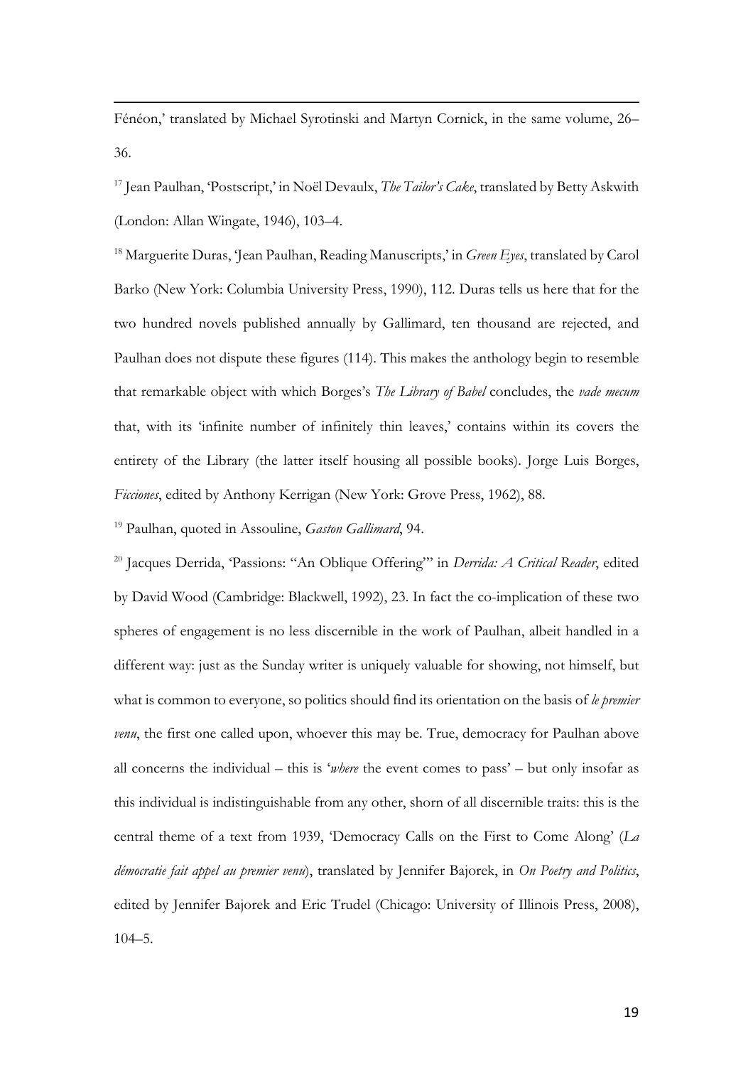Fénéon,' translated by Michael Syrotinski and Martyn Cornick, in the same volume, 26–36.

[17] Jean Paulhan, 'Postscript,' in Noël Devaulx, *The Tailor's Cake*, translated by Betty Askwith (London: Allan Wingate, 1946), 103–4.

[18] Marguerite Duras, 'Jean Paulhan, Reading Manuscripts,' in *Green Eyes*, translated by Carol Barko (New York: Columbia University Press, 1990), 112. Duras tells us here that for the two hundred novels published annually by Gallimard, ten thousand are rejected, and Paulhan does not dispute these figures (114). This makes the anthology begin to resemble that remarkable object with which Borges's *The Library of Babel* concludes, the *vade mecum* that, with its 'infinite number of infinitely thin leaves,' contains within its covers the entirety of the Library (the latter itself housing all possible books). Jorge Luis Borges, *Ficciones*, edited by Anthony Kerrigan (New York: Grove Press, 1962), 88.

[19] Paulhan, quoted in Assouline, *Gaston Gallimard*, 94.

[20] Jacques Derrida, 'Passions: "An Oblique Offering"' in *Derrida: A Critical Reader*, edited by David Wood (Cambridge: Blackwell, 1992), 23. In fact the co-implication of these two spheres of engagement is no less discernible in the work of Paulhan, albeit handled in a different way: just as the Sunday writer is uniquely valuable for showing, not himself, but what is common to everyone, so politics should find its orientation on the basis of *le premier venu*, the first one called upon, whoever this may be. True, democracy for Paulhan above all concerns the individual – this is '*where* the event comes to pass' – but only insofar as this individual is indistinguishable from any other, shorn of all discernible traits: this is the central theme of a text from 1939, 'Democracy Calls on the First to Come Along' (*La démocratie fait appel au premier venu*), translated by Jennifer Bajorek, in *On Poetry and Politics*, edited by Jennifer Bajorek and Eric Trudel (Chicago: University of Illinois Press, 2008), 104–5.